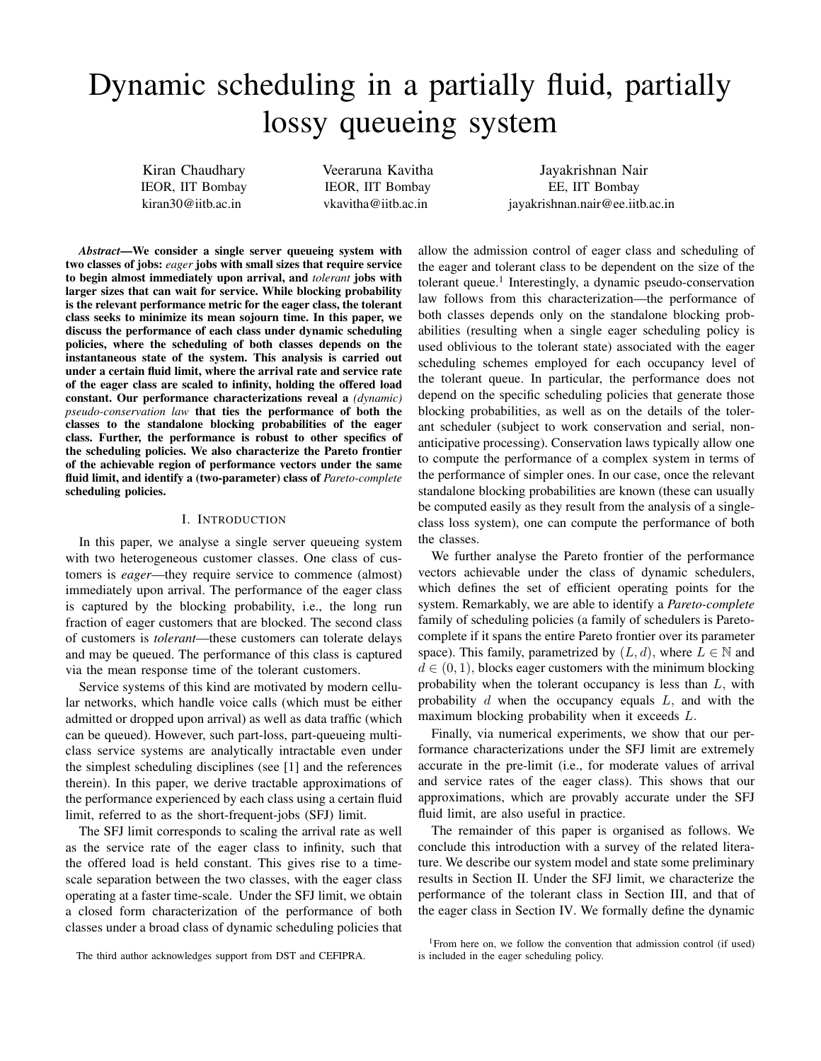# Dynamic scheduling in a partially fluid, partially lossy queueing system

Kiran Chaudhary
IEOR, IIT Bombay
kiran30@iitb.ac.in

Veeraruna Kavitha
IEOR, IIT Bombay
vkavitha@iitb.ac.in

Jayakrishnan Nair
EE, IIT Bombay
jayakrishnan.nair@ee.iitb.ac.in

***Abstract*—We consider a single server queueing system with two classes of jobs: *eager* jobs with small sizes that require service to begin almost immediately upon arrival, and *tolerant* jobs with larger sizes that can wait for service. While blocking probability is the relevant performance metric for the eager class, the tolerant class seeks to minimize its mean sojourn time. In this paper, we discuss the performance of each class under dynamic scheduling policies, where the scheduling of both classes depends on the instantaneous state of the system. This analysis is carried out under a certain fluid limit, where the arrival rate and service rate of the eager class are scaled to infinity, holding the offered load constant. Our performance characterizations reveal a *(dynamic) pseudo-conservation law* that ties the performance of both the classes to the standalone blocking probabilities of the eager class. Further, the performance is robust to other specifics of the scheduling policies. We also characterize the Pareto frontier of the achievable region of performance vectors under the same fluid limit, and identify a (two-parameter) class of *Pareto-complete* scheduling policies.**

## I. Introduction

In this paper, we analyse a single server queueing system with two heterogeneous customer classes. One class of customers is *eager*—they require service to commence (almost) immediately upon arrival. The performance of the eager class is captured by the blocking probability, i.e., the long run fraction of eager customers that are blocked. The second class of customers is *tolerant*—these customers can tolerate delays and may be queued. The performance of this class is captured via the mean response time of the tolerant customers.

Service systems of this kind are motivated by modern cellular networks, which handle voice calls (which must be either admitted or dropped upon arrival) as well as data traffic (which can be queued). However, such part-loss, part-queueing multi-class service systems are analytically intractable even under the simplest scheduling disciplines (see [1] and the references therein). In this paper, we derive tractable approximations of the performance experienced by each class using a certain fluid limit, referred to as the short-frequent-jobs (SFJ) limit.

The SFJ limit corresponds to scaling the arrival rate as well as the service rate of the eager class to infinity, such that the offered load is held constant. This gives rise to a time-scale separation between the two classes, with the eager class operating at a faster time-scale. Under the SFJ limit, we obtain a closed form characterization of the performance of both classes under a broad class of dynamic scheduling policies that allow the admission control of eager class and scheduling of the eager and tolerant class to be dependent on the size of the tolerant queue.[1] Interestingly, a dynamic pseudo-conservation law follows from this characterization—the performance of both classes depends only on the standalone blocking probabilities (resulting when a single eager scheduling policy is used oblivious to the tolerant state) associated with the eager scheduling schemes employed for each occupancy level of the tolerant queue. In particular, the performance does not depend on the specific scheduling policies that generate those blocking probabilities, as well as on the details of the tolerant scheduler (subject to work conservation and serial, non-anticipative processing). Conservation laws typically allow one to compute the performance of a complex system in terms of the performance of simpler ones. In our case, once the relevant standalone blocking probabilities are known (these can usually be computed easily as they result from the analysis of a single-class loss system), one can compute the performance of both the classes.

We further analyse the Pareto frontier of the performance vectors achievable under the class of dynamic schedulers, which defines the set of efficient operating points for the system. Remarkably, we are able to identify a *Pareto-complete* family of scheduling policies (a family of schedulers is Pareto-complete if it spans the entire Pareto frontier over its parameter space). This family, parametrized by $(L, d)$, where $L \in \mathbb{N}$ and $d \in (0, 1)$, blocks eager customers with the minimum blocking probability when the tolerant occupancy is less than $L$, with probability $d$ when the occupancy equals $L$, and with the maximum blocking probability when it exceeds $L$.

Finally, via numerical experiments, we show that our performance characterizations under the SFJ limit are extremely accurate in the pre-limit (i.e., for moderate values of arrival and service rates of the eager class). This shows that our approximations, which are provably accurate under the SFJ fluid limit, are also useful in practice.

The remainder of this paper is organised as follows. We conclude this introduction with a survey of the related literature. We describe our system model and state some preliminary results in Section II. Under the SFJ limit, we characterize the performance of the tolerant class in Section III, and that of the eager class in Section IV. We formally define the dynamic

The third author acknowledges support from DST and CEFIPRA.

[1] From here on, we follow the convention that admission control (if used) is included in the eager scheduling policy.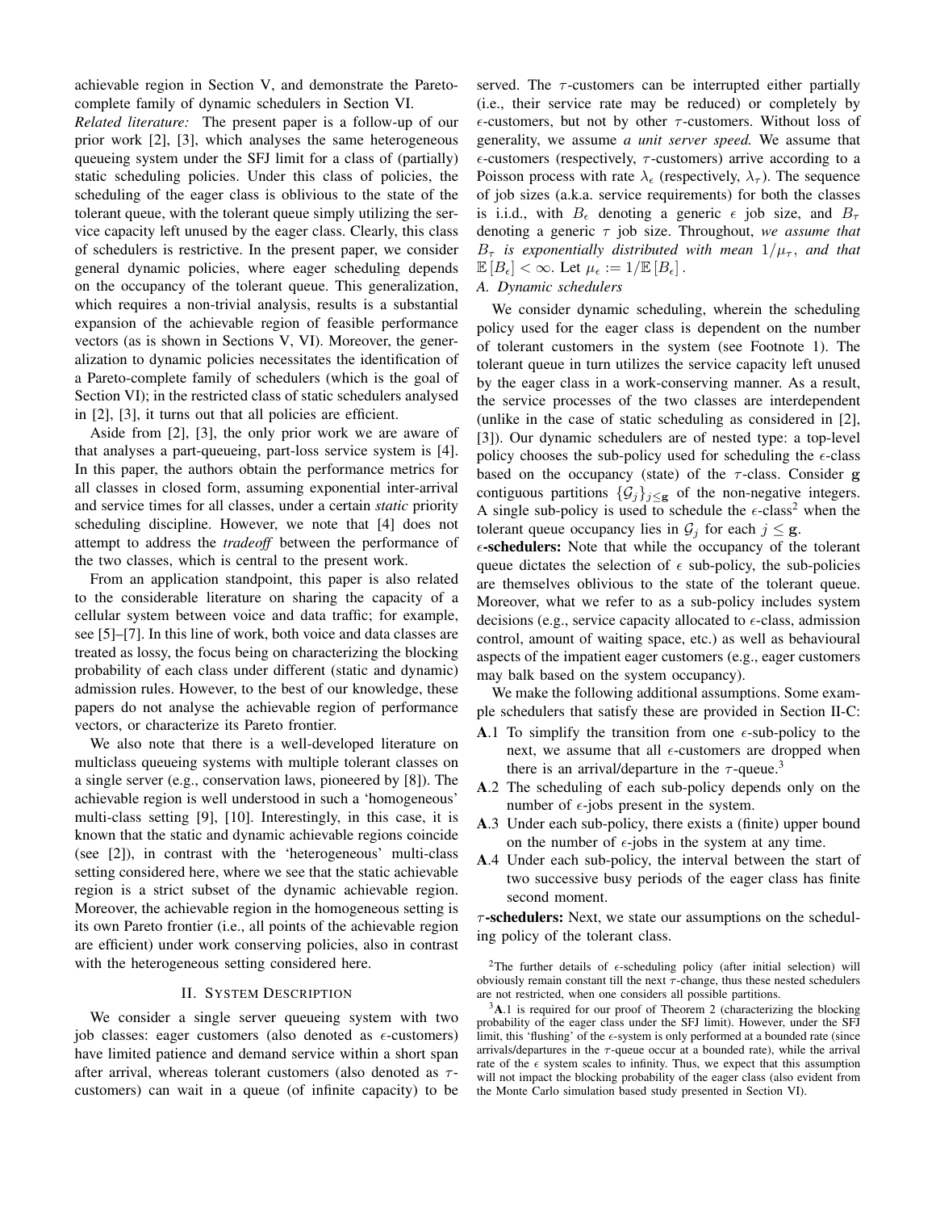achievable region in Section V, and demonstrate the Pareto-complete family of dynamic schedulers in Section VI.

*Related literature:* The present paper is a follow-up of our prior work [2], [3], which analyses the same heterogeneous queueing system under the SFJ limit for a class of (partially) static scheduling policies. Under this class of policies, the scheduling of the eager class is oblivious to the state of the tolerant queue, with the tolerant queue simply utilizing the service capacity left unused by the eager class. Clearly, this class of schedulers is restrictive. In the present paper, we consider general dynamic policies, where eager scheduling depends on the occupancy of the tolerant queue. This generalization, which requires a non-trivial analysis, results is a substantial expansion of the achievable region of feasible performance vectors (as is shown in Sections V, VI). Moreover, the generalization to dynamic policies necessitates the identification of a Pareto-complete family of schedulers (which is the goal of Section VI); in the restricted class of static schedulers analysed in [2], [3], it turns out that all policies are efficient.

Aside from [2], [3], the only prior work we are aware of that analyses a part-queueing, part-loss service system is [4]. In this paper, the authors obtain the performance metrics for all classes in closed form, assuming exponential inter-arrival and service times for all classes, under a certain *static* priority scheduling discipline. However, we note that [4] does not attempt to address the *tradeoff* between the performance of the two classes, which is central to the present work.

From an application standpoint, this paper is also related to the considerable literature on sharing the capacity of a cellular system between voice and data traffic; for example, see [5]–[7]. In this line of work, both voice and data classes are treated as lossy, the focus being on characterizing the blocking probability of each class under different (static and dynamic) admission rules. However, to the best of our knowledge, these papers do not analyse the achievable region of performance vectors, or characterize its Pareto frontier.

We also note that there is a well-developed literature on multiclass queueing systems with multiple tolerant classes on a single server (e.g., conservation laws, pioneered by [8]). The achievable region is well understood in such a 'homogeneous' multi-class setting [9], [10]. Interestingly, in this case, it is known that the static and dynamic achievable regions coincide (see [2]), in contrast with the 'heterogeneous' multi-class setting considered here, where we see that the static achievable region is a strict subset of the dynamic achievable region. Moreover, the achievable region in the homogeneous setting is its own Pareto frontier (i.e., all points of the achievable region are efficient) under work conserving policies, also in contrast with the heterogeneous setting considered here.

## II. System Description

We consider a single server queueing system with two job classes: eager customers (also denoted as $\epsilon$-customers) have limited patience and demand service within a short span after arrival, whereas tolerant customers (also denoted as $\tau$-customers) can wait in a queue (of infinite capacity) to be served. The $\tau$-customers can be interrupted either partially (i.e., their service rate may be reduced) or completely by $\epsilon$-customers, but not by other $\tau$-customers. Without loss of generality, we assume *a unit server speed.* We assume that $\epsilon$-customers (respectively, $\tau$-customers) arrive according to a Poisson process with rate $\lambda_\epsilon$ (respectively, $\lambda_\tau$). The sequence of job sizes (a.k.a. service requirements) for both the classes is i.i.d., with $B_\epsilon$ denoting a generic $\epsilon$ job size, and $B_\tau$ denoting a generic $\tau$ job size. Throughout, *we assume that $B_\tau$ is exponentially distributed with mean $1/\mu_\tau$, and that* $\mathbb{E}[B_\epsilon] < \infty$. Let $\mu_\epsilon := 1/\mathbb{E}[B_\epsilon]$.

### A. Dynamic schedulers

We consider dynamic scheduling, wherein the scheduling policy used for the eager class is dependent on the number of tolerant customers in the system (see Footnote 1). The tolerant queue in turn utilizes the service capacity left unused by the eager class in a work-conserving manner. As a result, the service processes of the two classes are interdependent (unlike in the case of static scheduling as considered in [2], [3]). Our dynamic schedulers are of nested type: a top-level policy chooses the sub-policy used for scheduling the $\epsilon$-class based on the occupancy (state) of the $\tau$-class. Consider $\mathbf{g}$ contiguous partitions $\{\mathcal{G}_j\}_{j \le \mathbf{g}}$ of the non-negative integers. A single sub-policy is used to schedule the $\epsilon$-class[2] when the tolerant queue occupancy lies in $\mathcal{G}_j$ for each $j \le \mathbf{g}$.

**$\epsilon$-schedulers:** Note that while the occupancy of the tolerant queue dictates the selection of $\epsilon$ sub-policy, the sub-policies are themselves oblivious to the state of the tolerant queue. Moreover, what we refer to as a sub-policy includes system decisions (e.g., service capacity allocated to $\epsilon$-class, admission control, amount of waiting space, etc.) as well as behavioural aspects of the impatient eager customers (e.g., eager customers may balk based on the system occupancy).

We make the following additional assumptions. Some example schedulers that satisfy these are provided in Section II-C:

- **A**.1 To simplify the transition from one $\epsilon$-sub-policy to the next, we assume that all $\epsilon$-customers are dropped when there is an arrival/departure in the $\tau$-queue.[3]
- **A**.2 The scheduling of each sub-policy depends only on the number of $\epsilon$-jobs present in the system.
- **A**.3 Under each sub-policy, there exists a (finite) upper bound on the number of $\epsilon$-jobs in the system at any time.
- **A**.4 Under each sub-policy, the interval between the start of two successive busy periods of the eager class has finite second moment.

**$\tau$-schedulers:** Next, we state our assumptions on the scheduling policy of the tolerant class.

[2] The further details of $\epsilon$-scheduling policy (after initial selection) will obviously remain constant till the next $\tau$-change, thus these nested schedulers are not restricted, when one considers all possible partitions.

[3] **A**.1 is required for our proof of Theorem 2 (characterizing the blocking probability of the eager class under the SFJ limit). However, under the SFJ limit, this 'flushing' of the $\epsilon$-system is only performed at a bounded rate (since arrivals/departures in the $\tau$-queue occur at a bounded rate), while the arrival rate of the $\epsilon$ system scales to infinity. Thus, we expect that this assumption will not impact the blocking probability of the eager class (also evident from the Monte Carlo simulation based study presented in Section VI).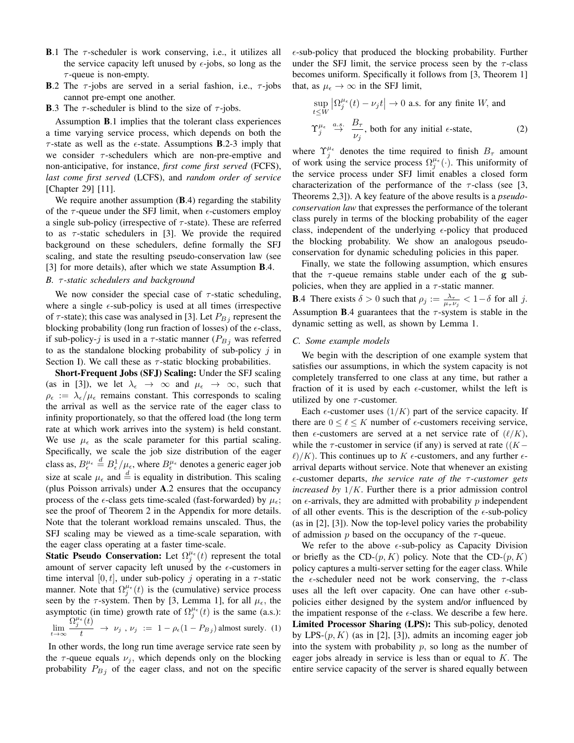**B**.1 The $\tau$-scheduler is work conserving, i.e., it utilizes all the service capacity left unused by $\epsilon$-jobs, so long as the $\tau$-queue is non-empty.

**B**.2 The $\tau$-jobs are served in a serial fashion, i.e., $\tau$-jobs cannot pre-empt one another.

**B**.3 The $\tau$-scheduler is blind to the size of $\tau$-jobs.

Assumption **B**.1 implies that the tolerant class experiences a time varying service process, which depends on both the $\tau$-state as well as the $\epsilon$-state. Assumptions **B**.2-3 imply that we consider $\tau$-schedulers which are non-pre-emptive and non-anticipative, for instance, *first come first served* (FCFS), *last come first served* (LCFS), and *random order of service* [Chapter 29] [11].

We require another assumption (**B**.4) regarding the stability of the $\tau$-queue under the SFJ limit, when $\epsilon$-customers employ a single sub-policy (irrespective of $\tau$-state). These are referred to as $\tau$-static schedulers in [3]. We provide the required background on these schedulers, define formally the SFJ scaling, and state the resulting pseudo-conservation law (see [3] for more details), after which we state Assumption **B**.4.

### *B. $\tau$-static schedulers and background*

We now consider the special case of $\tau$-static scheduling, where a single $\epsilon$-sub-policy is used at all times (irrespective of $\tau$-state); this case was analysed in [3]. Let $P_{Bj}$ represent the blocking probability (long run fraction of losses) of the $\epsilon$-class, if sub-policy-$j$ is used in a $\tau$-static manner ($P_{Bj}$ was referred to as the standalone blocking probability of sub-policy $j$ in Section I). We call these as $\tau$-static blocking probabilities.

**Short-Frequent Jobs (SFJ) Scaling:** Under the SFJ scaling (as in [3]), we let $\lambda_\epsilon \to \infty$ and $\mu_\epsilon \to \infty$, such that $\rho_\epsilon := \lambda_\epsilon/\mu_\epsilon$ remains constant. This corresponds to scaling the arrival as well as the service rate of the eager class to infinity proportionately, so that the offered load (the long term rate at which work arrives into the system) is held constant. We use $\mu_\epsilon$ as the scale parameter for this partial scaling. Specifically, we scale the job size distribution of the eager class as, $B_\epsilon^{\mu_\epsilon} \stackrel{d}{=} B_\epsilon^1/\mu_\epsilon$, where $B_\epsilon^{\mu_\epsilon}$ denotes a generic eager job size at scale $\mu_\epsilon$ and $\stackrel{d}{=}$ is equality in distribution. This scaling (plus Poisson arrivals) under **A**.2 ensures that the occupancy process of the $\epsilon$-class gets time-scaled (fast-forwarded) by $\mu_\epsilon$; see the proof of Theorem 2 in the Appendix for more details. Note that the tolerant workload remains unscaled. Thus, the SFJ scaling may be viewed as a time-scale separation, with the eager class operating at a faster time-scale.

**Static Pseudo Conservation:** Let $\Omega_j^{\mu_\epsilon}(t)$ represent the total amount of server capacity left unused by the $\epsilon$-customers in time interval $[0, t]$, under sub-policy $j$ operating in a $\tau$-static manner. Note that $\Omega_j^{\mu_\epsilon}(t)$ is the (cumulative) service process seen by the $\tau$-system. Then by [3, Lemma 1], for all $\mu_\epsilon$, the asymptotic (in time) growth rate of $\Omega_j^{\mu_\epsilon}(t)$ is the same (a.s.):

$$\lim_{t\to\infty} \frac{\Omega_j^{\mu_\epsilon}(t)}{t} \;\to\; \nu_j \;,\; \nu_j \;:=\; 1-\rho_\epsilon(1-P_{Bj}) \text{ almost surely.} \quad (1)$$

In other words, the long run time average service rate seen by the $\tau$-queue equals $\nu_j$, which depends only on the blocking probability $P_{Bj}$ of the eager class, and not on the specific $\epsilon$-sub-policy that produced the blocking probability. Further under the SFJ limit, the service process seen by the $\tau$-class becomes uniform. Specifically it follows from [3, Theorem 1] that, as $\mu_\epsilon \to \infty$ in the SFJ limit,

$$\sup_{t\le W} \left|\Omega_j^{\mu_\epsilon}(t) - \nu_j t\right| \to 0 \text{ a.s. for any finite } W, \text{ and}$$

$$\Upsilon_j^{\mu_\epsilon} \stackrel{a.s.}{\to} \frac{B_\tau}{\nu_j}, \text{ both for any initial } \epsilon\text{-state}, \quad (2)$$

where $\Upsilon_j^{\mu_\epsilon}$ denotes the time required to finish $B_\tau$ amount of work using the service process $\Omega_j^{\mu_\epsilon}(\cdot)$. This uniformity of the service process under SFJ limit enables a closed form characterization of the performance of the $\tau$-class (see [3, Theorems 2,3]). A key feature of the above results is a *pseudo-conservation law* that expresses the performance of the tolerant class purely in terms of the blocking probability of the eager class, independent of the underlying $\epsilon$-policy that produced the blocking probability. We show an analogous pseudo-conservation for dynamic scheduling policies in this paper.

Finally, we state the following assumption, which ensures that the $\tau$-queue remains stable under each of the $\mathbf{g}$ sub-policies, when they are applied in a $\tau$-static manner.

**B**.4 There exists $\delta > 0$ such that $\rho_j := \frac{\lambda_\tau}{\mu_\tau \nu_j} < 1-\delta$ for all $j$.

Assumption **B**.4 guarantees that the $\tau$-system is stable in the dynamic setting as well, as shown by Lemma 1.

### *C. Some example models*

We begin with the description of one example system that satisfies our assumptions, in which the system capacity is not completely transferred to one class at any time, but rather a fraction of it is used by each $\epsilon$-customer, whilst the left is utilized by one $\tau$-customer.

Each $\epsilon$-customer uses $(1/K)$ part of the service capacity. If there are $0 \le \ell \le K$ number of $\epsilon$-customers receiving service, then $\epsilon$-customers are served at a net service rate of $(\ell/K)$, while the $\tau$-customer in service (if any) is served at rate $((K-\ell)/K)$. This continues up to $K$ $\epsilon$-customers, and any further $\epsilon$-arrival departs without service. Note that whenever an existing $\epsilon$-customer departs, *the service rate of the $\tau$-customer gets increased by* $1/K$. Further there is a prior admission control on $\epsilon$-arrivals, they are admitted with probability $p$ independent of all other events. This is the description of the $\epsilon$-sub-policy (as in [2], [3]). Now the top-level policy varies the probability of admission $p$ based on the occupancy of the $\tau$-queue.

We refer to the above $\epsilon$-sub-policy as Capacity Division or briefly as the CD-$(p, K)$ policy. Note that the CD-$(p, K)$ policy captures a multi-server setting for the eager class. While the $\epsilon$-scheduler need not be work conserving, the $\tau$-class uses all the left over capacity. One can have other $\epsilon$-sub-policies either designed by the system and/or influenced by the impatient response of the $\epsilon$-class. We describe a few here.

**Limited Processor Sharing (LPS):** This sub-policy, denoted by LPS-$(p, K)$ (as in [2], [3]), admits an incoming eager job into the system with probability $p$, so long as the number of eager jobs already in service is less than or equal to $K$. The entire service capacity of the server is shared equally between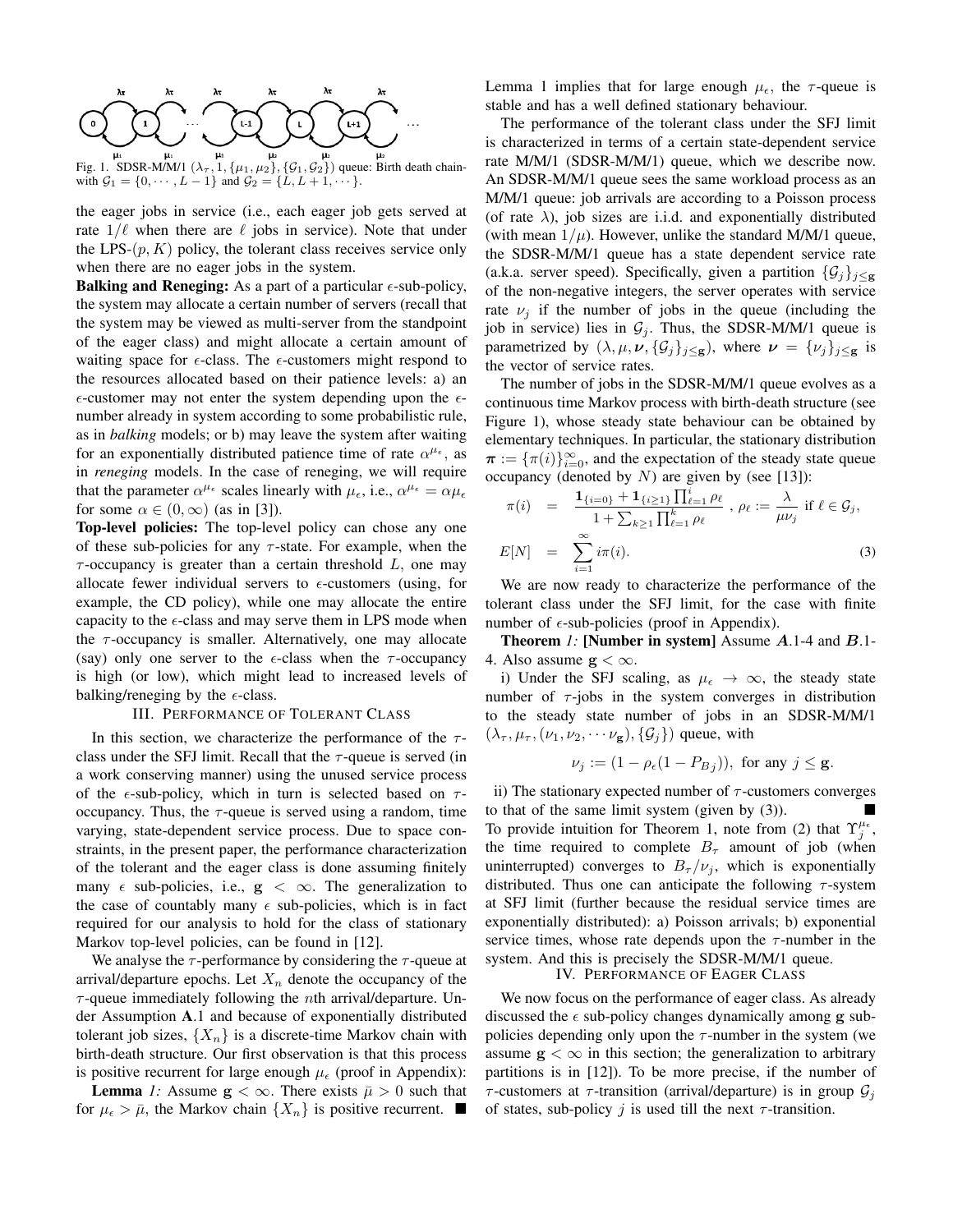Fig. 1. SDSR-M/M/1 $(\lambda_\tau, 1, \{\mu_1, \mu_2\}, \{\mathcal{G}_1, \mathcal{G}_2\})$ queue: Birth death chain with $\mathcal{G}_1 = \{0, \cdots, L-1\}$ and $\mathcal{G}_2 = \{L, L+1, \cdots\}$.

the eager jobs in service (i.e., each eager job gets served at rate $1/\ell$ when there are $\ell$ jobs in service). Note that under the LPS-$(p, K)$ policy, the tolerant class receives service only when there are no eager jobs in the system.

**Balking and Reneging:** As a part of a particular $\epsilon$-sub-policy, the system may allocate a certain number of servers (recall that the system may be viewed as multi-server from the standpoint of the eager class) and might allocate a certain amount of waiting space for $\epsilon$-class. The $\epsilon$-customers might respond to the resources allocated based on their patience levels: a) an $\epsilon$-customer may not enter the system depending upon the $\epsilon$-number already in system according to some probabilistic rule, as in *balking* models; or b) may leave the system after waiting for an exponentially distributed patience time of rate $\alpha^{\mu_\epsilon}$, as in *reneging* models. In the case of reneging, we will require that the parameter $\alpha^{\mu_\epsilon}$ scales linearly with $\mu_\epsilon$, i.e., $\alpha^{\mu_\epsilon} = \alpha \mu_\epsilon$ for some $\alpha \in (0, \infty)$ (as in [3]).

**Top-level policies:** The top-level policy can chose any one of these sub-policies for any $\tau$-state. For example, when the $\tau$-occupancy is greater than a certain threshold $L$, one may allocate fewer individual servers to $\epsilon$-customers (using, for example, the CD policy), while one may allocate the entire capacity to the $\epsilon$-class and may serve them in LPS mode when the $\tau$-occupancy is smaller. Alternatively, one may allocate (say) only one server to the $\epsilon$-class when the $\tau$-occupancy is high (or low), which might lead to increased levels of balking/reneging by the $\epsilon$-class.

## III. Performance of Tolerant Class

In this section, we characterize the performance of the $\tau$-class under the SFJ limit. Recall that the $\tau$-queue is served (in a work conserving manner) using the unused service process of the $\epsilon$-sub-policy, which in turn is selected based on $\tau$-occupancy. Thus, the $\tau$-queue is served using a random, time varying, state-dependent service process. Due to space constraints, in the present paper, the performance characterization of the tolerant and the eager class is done assuming finitely many $\epsilon$ sub-policies, i.e., $\mathbf{g} < \infty$. The generalization to the case of countably many $\epsilon$ sub-policies, which is in fact required for our analysis to hold for the class of stationary Markov top-level policies, can be found in [12].

We analyse the $\tau$-performance by considering the $\tau$-queue at arrival/departure epochs. Let $X_n$ denote the occupancy of the $\tau$-queue immediately following the $n$th arrival/departure. Under Assumption **A**.1 and because of exponentially distributed tolerant job sizes, $\{X_n\}$ is a discrete-time Markov chain with birth-death structure. Our first observation is that this process is positive recurrent for large enough $\mu_\epsilon$ (proof in Appendix):

**Lemma** *1:* Assume $\mathbf{g} < \infty$. There exists $\bar{\mu} > 0$ such that for $\mu_\epsilon > \bar{\mu}$, the Markov chain $\{X_n\}$ is positive recurrent. ■

Lemma 1 implies that for large enough $\mu_\epsilon$, the $\tau$-queue is stable and has a well defined stationary behaviour.

The performance of the tolerant class under the SFJ limit is characterized in terms of a certain state-dependent service rate M/M/1 (SDSR-M/M/1) queue, which we describe now. An SDSR-M/M/1 queue sees the same workload process as an M/M/1 queue: job arrivals are according to a Poisson process (of rate $\lambda$), job sizes are i.i.d. and exponentially distributed (with mean $1/\mu$). However, unlike the standard M/M/1 queue, the SDSR-M/M/1 queue has a state dependent service rate (a.k.a. server speed). Specifically, given a partition $\{\mathcal{G}_j\}_{j \le \mathbf{g}}$ of the non-negative integers, the server operates with service rate $\nu_j$ if the number of jobs in the queue (including the job in service) lies in $\mathcal{G}_j$. Thus, the SDSR-M/M/1 queue is parametrized by $(\lambda, \mu, \boldsymbol{\nu}, \{\mathcal{G}_j\}_{j \le \mathbf{g}})$, where $\boldsymbol{\nu} = \{\nu_j\}_{j \le \mathbf{g}}$ is the vector of service rates.

The number of jobs in the SDSR-M/M/1 queue evolves as a continuous time Markov process with birth-death structure (see Figure 1), whose steady state behaviour can be obtained by elementary techniques. In particular, the stationary distribution $\boldsymbol{\pi} := \{\pi(i)\}_{i=0}^{\infty}$, and the expectation of the steady state queue occupancy (denoted by $N$) are given by (see [13]):

$$
\begin{aligned}
\pi(i) &= \frac{\mathbf{1}_{\{i=0\}} + \mathbf{1}_{\{i \ge 1\}} \prod_{\ell=1}^{i} \rho_\ell}{1 + \sum_{k \ge 1} \prod_{\ell=1}^{k} \rho_\ell}, \ \rho_\ell := \frac{\lambda}{\mu \nu_j} \text{ if } \ell \in \mathcal{G}_j, \\
E[N] &= \sum_{i=1}^{\infty} i \pi(i). \qquad (3)
\end{aligned}
$$

We are now ready to characterize the performance of the tolerant class under the SFJ limit, for the case with finite number of $\epsilon$-sub-policies (proof in Appendix).

**Theorem** *1:* **[Number in system]** Assume $\boldsymbol{A}$.1-4 and $\boldsymbol{B}$.1-4. Also assume $\mathbf{g} < \infty$.

i) Under the SFJ scaling, as $\mu_\epsilon \to \infty$, the steady state number of $\tau$-jobs in the system converges in distribution to the steady state number of jobs in an SDSR-M/M/1 $(\lambda_\tau, \mu_\tau, (\nu_1, \nu_2, \cdots \nu_{\mathbf{g}}), \{\mathcal{G}_j\})$ queue, with

$$\nu_j := (1 - \rho_\epsilon(1 - P_{Bj})), \text{ for any } j \le \mathbf{g}.$$

ii) The stationary expected number of $\tau$-customers converges to that of the same limit system (given by (3)). ■

To provide intuition for Theorem 1, note from (2) that $\Upsilon_j^{\mu_\epsilon}$, the time required to complete $B_\tau$ amount of job (when uninterrupted) converges to $B_\tau/\nu_j$, which is exponentially distributed. Thus one can anticipate the following $\tau$-system at SFJ limit (further because the residual service times are exponentially distributed): a) Poisson arrivals; b) exponential service times, whose rate depends upon the $\tau$-number in the system. And this is precisely the SDSR-M/M/1 queue.

## IV. Performance of Eager Class

We now focus on the performance of eager class. As already discussed the $\epsilon$ sub-policy changes dynamically among $\mathbf{g}$ sub-policies depending only upon the $\tau$-number in the system (we assume $\mathbf{g} < \infty$ in this section; the generalization to arbitrary partitions is in [12]). To be more precise, if the number of $\tau$-customers at $\tau$-transition (arrival/departure) is in group $\mathcal{G}_j$ of states, sub-policy $j$ is used till the next $\tau$-transition.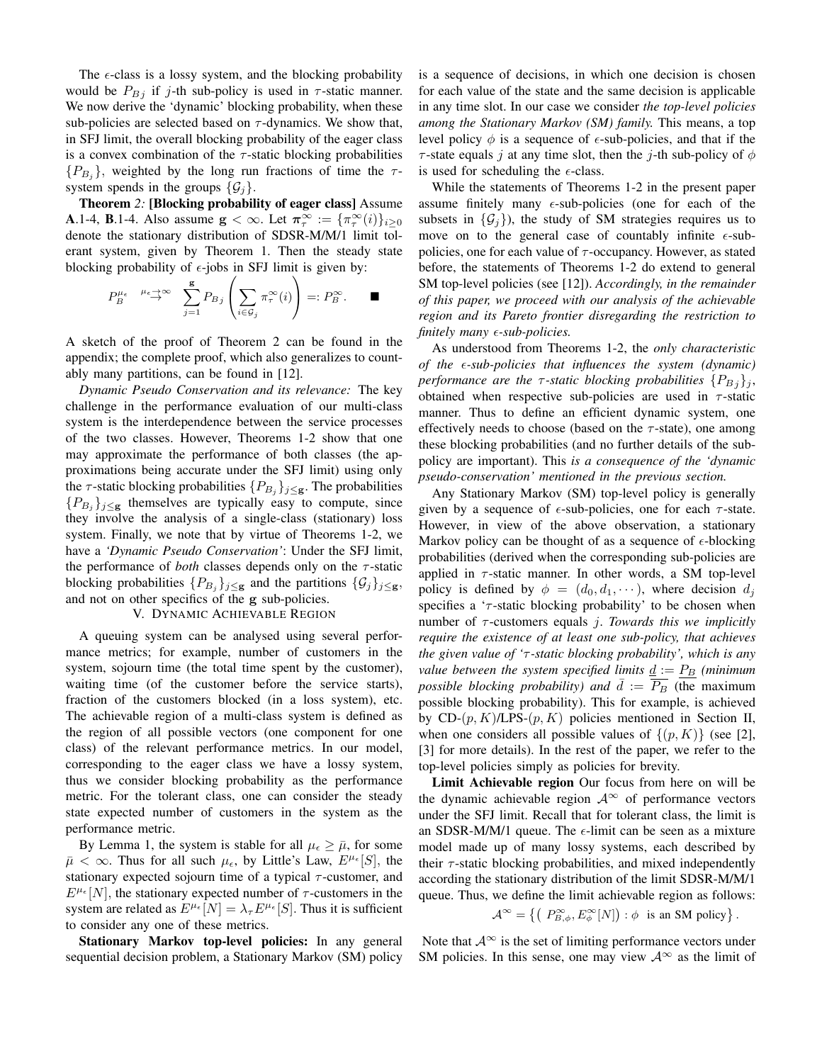The $\epsilon$-class is a lossy system, and the blocking probability would be $P_{Bj}$ if $j$-th sub-policy is used in $\tau$-static manner. We now derive the 'dynamic' blocking probability, when these sub-policies are selected based on $\tau$-dynamics. We show that, in SFJ limit, the overall blocking probability of the eager class is a convex combination of the $\tau$-static blocking probabilities $\{P_{B_j}\}$, weighted by the long run fractions of time the $\tau$-system spends in the groups $\{\mathcal{G}_j\}$.

**Theorem** *2:* **[Blocking probability of eager class]** Assume **A**.1-4, **B**.1-4. Also assume $\mathbf{g} < \infty$. Let $\boldsymbol{\pi}_\tau^\infty := \{\pi_\tau^\infty(i)\}_{i\geq 0}$ denote the stationary distribution of SDSR-M/M/1 limit tolerant system, given by Theorem 1. Then the steady state blocking probability of $\epsilon$-jobs in SFJ limit is given by:

$$P_B^{\mu_\epsilon} \overset{\mu_\epsilon\to\infty}{\to} \sum_{j=1}^{\mathbf{g}} P_{Bj}\left(\sum_{i\in\mathcal{G}_j}\pi_\tau^\infty(i)\right) =: P_B^\infty. \qquad \blacksquare$$

A sketch of the proof of Theorem 2 can be found in the appendix; the complete proof, which also generalizes to countably many partitions, can be found in [12].

*Dynamic Pseudo Conservation and its relevance:* The key challenge in the performance evaluation of our multi-class system is the interdependence between the service processes of the two classes. However, Theorems 1-2 show that one may approximate the performance of both classes (the approximations being accurate under the SFJ limit) using only the $\tau$-static blocking probabilities $\{P_{B_j}\}_{j\leq\mathbf{g}}$. The probabilities $\{P_{B_j}\}_{j\leq\mathbf{g}}$ themselves are typically easy to compute, since they involve the analysis of a single-class (stationary) loss system. Finally, we note that by virtue of Theorems 1-2, we have a *'Dynamic Pseudo Conservation'*: Under the SFJ limit, the performance of *both* classes depends only on the $\tau$-static blocking probabilities $\{P_{B_j}\}_{j\leq\mathbf{g}}$ and the partitions $\{\mathcal{G}_j\}_{j\leq\mathbf{g}}$, and not on other specifics of the $\mathbf{g}$ sub-policies.

## V. Dynamic Achievable Region

A queuing system can be analysed using several performance metrics; for example, number of customers in the system, sojourn time (the total time spent by the customer), waiting time (of the customer before the service starts), fraction of the customers blocked (in a loss system), etc. The achievable region of a multi-class system is defined as the region of all possible vectors (one component for one class) of the relevant performance metrics. In our model, corresponding to the eager class we have a lossy system, thus we consider blocking probability as the performance metric. For the tolerant class, one can consider the steady state expected number of customers in the system as the performance metric.

By Lemma 1, the system is stable for all $\mu_\epsilon \geq \bar{\mu}$, for some $\bar{\mu} < \infty$. Thus for all such $\mu_\epsilon$, by Little's Law, $E^{\mu_\epsilon}[S]$, the stationary expected sojourn time of a typical $\tau$-customer, and $E^{\mu_\epsilon}[N]$, the stationary expected number of $\tau$-customers in the system are related as $E^{\mu_\epsilon}[N] = \lambda_\tau E^{\mu_\epsilon}[S]$. Thus it is sufficient to consider any one of these metrics.

**Stationary Markov top-level policies:** In any general sequential decision problem, a Stationary Markov (SM) policy is a sequence of decisions, in which one decision is chosen for each value of the state and the same decision is applicable in any time slot. In our case we consider *the top-level policies among the Stationary Markov (SM) family.* This means, a top level policy $\phi$ is a sequence of $\epsilon$-sub-policies, and that if the $\tau$-state equals $j$ at any time slot, then the $j$-th sub-policy of $\phi$ is used for scheduling the $\epsilon$-class.

While the statements of Theorems 1-2 in the present paper assume finitely many $\epsilon$-sub-policies (one for each of the subsets in $\{\mathcal{G}_j\}$), the study of SM strategies requires us to move on to the general case of countably infinite $\epsilon$-sub-policies, one for each value of $\tau$-occupancy. However, as stated before, the statements of Theorems 1-2 do extend to general SM top-level policies (see [12]). *Accordingly, in the remainder of this paper, we proceed with our analysis of the achievable region and its Pareto frontier disregarding the restriction to finitely many $\epsilon$-sub-policies.*

As understood from Theorems 1-2, the *only characteristic of the $\epsilon$-sub-policies that influences the system (dynamic) performance are the $\tau$-static blocking probabilities $\{P_{Bj}\}_j$,* obtained when respective sub-policies are used in $\tau$-static manner. Thus to define an efficient dynamic system, one effectively needs to choose (based on the $\tau$-state), one among these blocking probabilities (and no further details of the sub-policy are important). This *is a consequence of the 'dynamic pseudo-conservation' mentioned in the previous section.*

Any Stationary Markov (SM) top-level policy is generally given by a sequence of $\epsilon$-sub-policies, one for each $\tau$-state. However, in view of the above observation, a stationary Markov policy can be thought of as a sequence of $\epsilon$-blocking probabilities (derived when the corresponding sub-policies are applied in $\tau$-static manner. In other words, a SM top-level policy is defined by $\phi = (d_0, d_1, \cdots)$, where decision $d_j$ specifies a '$\tau$-static blocking probability' to be chosen when number of $\tau$-customers equals $j$. *Towards this we implicitly require the existence of at least one sub-policy, that achieves the given value of '$\tau$-static blocking probability', which is any value between the system specified limits $\underline{d} := \underline{P_B}$ (minimum possible blocking probability) and $\bar{d} := \overline{P_B}$* (the maximum possible blocking probability). This for example, is achieved by CD-$(p, K)$/LPS-$(p, K)$ policies mentioned in Section II, when one considers all possible values of $\{(p, K)\}$ (see [2], [3] for more details). In the rest of the paper, we refer to the top-level policies simply as policies for brevity.

**Limit Achievable region** Our focus from here on will be the dynamic achievable region $\mathcal{A}^\infty$ of performance vectors under the SFJ limit. Recall that for tolerant class, the limit is an SDSR-M/M/1 queue. The $\epsilon$-limit can be seen as a mixture model made up of many lossy systems, each described by their $\tau$-static blocking probabilities, and mixed independently according the stationary distribution of the limit SDSR-M/M/1 queue. Thus, we define the limit achievable region as follows:

$$\mathcal{A}^\infty = \left\{\left(P_{B,\phi}^\infty, E_\phi^\infty[N]\right) : \phi \text{ is an SM policy}\right\}.$$

Note that $\mathcal{A}^\infty$ is the set of limiting performance vectors under SM policies. In this sense, one may view $\mathcal{A}^\infty$ as the limit of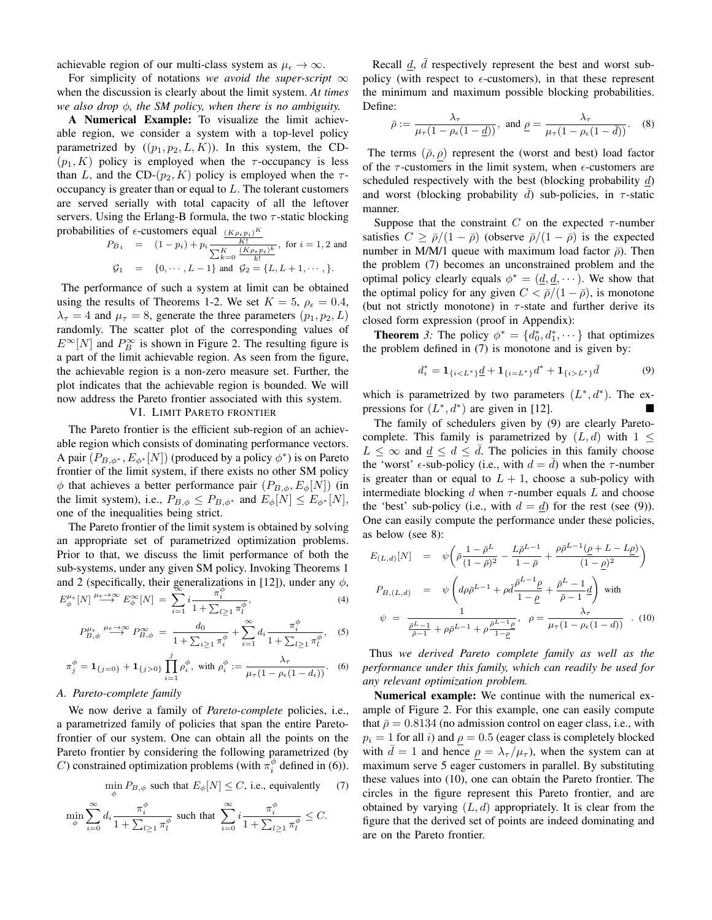achievable region of our multi-class system as $\mu_\epsilon \to \infty$.

For simplicity of notations *we avoid the super-script $\infty$* when the discussion is clearly about the limit system. *At times we also drop $\phi$, the SM policy, when there is no ambiguity.*

**A Numerical Example:** To visualize the limit achievable region, we consider a system with a top-level policy parametrized by $((p_1, p_2, L, K))$. In this system, the CD-$(p_1, K)$ policy is employed when the $\tau$-occupancy is less than $L$, and the CD-$(p_2, K)$ policy is employed when the $\tau$-occupancy is greater than or equal to $L$. The tolerant customers are served serially with total capacity of all the leftover servers. Using the Erlang-B formula, the two $\tau$-static blocking probabilities of $\epsilon$-customers equal

$$
\begin{aligned}
P_{B\,i} &= (1-p_i) + p_i \frac{\frac{(K\rho_\epsilon p_i)^K}{K!}}{\sum_{k=0}^{K}\frac{(K\rho_\epsilon p_i)^k}{k!}}, \text{ for } i = 1, 2 \text{ and} \\
\mathcal{G}_1 &= \{0, \cdots, L-1\} \text{ and } \mathcal{G}_2 = \{L, L+1, \cdots, \}.
\end{aligned}
$$

The performance of such a system at limit can be obtained using the results of Theorems 1-2. We set $K = 5$, $\rho_\epsilon = 0.4$, $\lambda_\tau = 4$ and $\mu_\tau = 8$, generate the three parameters $(p_1, p_2, L)$ randomly. The scatter plot of the corresponding values of $E^\infty[N]$ and $P_B^\infty$ is shown in Figure 2. The resulting figure is a part of the limit achievable region. As seen from the figure, the achievable region is a non-zero measure set. Further, the plot indicates that the achievable region is bounded. We will now address the Pareto frontier associated with this system.

## VI. Limit Pareto frontier

The Pareto frontier is the efficient sub-region of an achievable region which consists of dominating performance vectors. A pair $(P_{B,\phi^*}, E_{\phi^*}[N])$ (produced by a policy $\phi^*$) is on Pareto frontier of the limit system, if there exists no other SM policy $\phi$ that achieves a better performance pair $(P_{B,\phi}, E_\phi[N])$ (in the limit system), i.e., $P_{B,\phi} \le P_{B,\phi^*}$ and $E_\phi[N] \le E_{\phi^*}[N]$, one of the inequalities being strict.

The Pareto frontier of the limit system is obtained by solving an appropriate set of parametrized optimization problems. Prior to that, we discuss the limit performance of both the sub-systems, under any given SM policy. Invoking Theorems 1 and 2 (specifically, their generalizations in [12]), under any $\phi$,

$$
E_\phi^{\mu_\epsilon}[N] \overset{\mu_\epsilon \to \infty}{\longrightarrow} E_\phi^\infty[N] = \sum_{i=1}^{\infty} i \frac{\pi_i^\phi}{1 + \sum_{l\ge 1}\pi_l^\phi}, \tag{4}
$$

$$
P_{B,\phi}^{\mu_\epsilon} \overset{\mu_\epsilon \to \infty}{\longrightarrow} P_{B,\phi}^\infty = \frac{d_0}{1 + \sum_{i \ge 1}\pi_i^\phi} + \sum_{i=1}^{\infty} d_i \frac{\pi_i^\phi}{1 + \sum_{l\ge 1}\pi_l^\phi}, \tag{5}
$$

$$
\pi_j^\phi = \mathbf{1}_{\{j=0\}} + \mathbf{1}_{\{j>0\}} \prod_{i=1}^{j} \rho_i^\phi, \text{ with } \rho_i^\phi := \frac{\lambda_\tau}{\mu_\tau(1-\rho_\epsilon(1-d_i))}. \tag{6}
$$

### A. Pareto-complete family

We now derive a family of *Pareto-complete* policies, i.e., a parametrized family of policies that span the entire Pareto-frontier of our system. One can obtain all the points on the Pareto frontier by considering the following parametrized (by $C$) constrained optimization problems (with $\pi_i^\phi$ defined in (6)).

$$
\min_\phi P_{B,\phi} \text{ such that } E_\phi[N] \le C, \text{ i.e., equivalently} \tag{7}
$$

$$
\min_\phi \sum_{i=0}^{\infty} d_i \frac{\pi_i^\phi}{1 + \sum_{l\ge 1}\pi_l^\phi} \text{ such that } \sum_{i=0}^{\infty} i \frac{\pi_i^\phi}{1 + \sum_{l\ge 1}\pi_l^\phi} \le C.
$$

Recall $\underline{d}$, $\bar{d}$ respectively represent the best and worst sub-policy (with respect to $\epsilon$-customers), in that these represent the minimum and maximum possible blocking probabilities. Define:

$$
\bar{\rho} := \frac{\lambda_\tau}{\mu_\tau(1-\rho_\epsilon(1-\underline{d}))}, \text{ and } \underline{\rho} = \frac{\lambda_\tau}{\mu_\tau(1-\rho_\epsilon(1-\bar{d}))}. \tag{8}
$$

The terms $(\bar{\rho}, \underline{\rho})$ represent the (worst and best) load factor of the $\tau$-customers in the limit system, when $\epsilon$-customers are scheduled respectively with the best (blocking probability $\underline{d}$) and worst (blocking probability $\bar{d}$) sub-policies, in $\tau$-static manner.

Suppose that the constraint $C$ on the expected $\tau$-number satisfies $C \ge \bar{\rho}/(1-\bar{\rho})$ (observe $\bar{\rho}/(1-\bar{\rho})$ is the expected number in M/M/1 queue with maximum load factor $\bar{\rho}$). Then the problem (7) becomes an unconstrained problem and the optimal policy clearly equals $\phi^* = (\underline{d}, \underline{d}, \cdots)$. We show that the optimal policy for any given $C < \bar{\rho}/(1-\bar{\rho})$, is monotone (but not strictly monotone) in $\tau$-state and further derive its closed form expression (proof in Appendix):

**Theorem** *3:* The policy $\phi^* = \{d_0^*, d_1^*, \cdots\}$ that optimizes the problem defined in (7) is monotone and is given by:

$$
d_i^* = \mathbf{1}_{\{i<L^*\}}\underline{d} + \mathbf{1}_{\{i=L^*\}}d^* + \mathbf{1}_{\{i>L^*\}}\bar{d} \tag{9}
$$

which is parametrized by two parameters $(L^*, d^*)$. The expressions for $(L^*, d^*)$ are given in [12]. ■

The family of schedulers given by (9) are clearly Pareto-complete. This family is parametrized by $(L, d)$ with $1 \le L \le \infty$ and $\underline{d} \le d \le \bar{d}$. The policies in this family choose the 'worst' $\epsilon$-sub-policy (i.e., with $d = \bar{d}$) when the $\tau$-number is greater than or equal to $L+1$, choose a sub-policy with intermediate blocking $d$ when $\tau$-number equals $L$ and choose the 'best' sub-policy (i.e., with $d = \underline{d}$) for the rest (see (9)). One can easily compute the performance under these policies, as below (see 8):

$$
\begin{aligned}
E_{(L,d)}[N] &= \psi\left(\bar{\rho}\frac{1-\bar{\rho}^L}{(1-\bar{\rho})^2} - \frac{L\bar{\rho}^{L-1}}{1-\bar{\rho}} + \frac{\rho\bar{\rho}^{L-1}(\underline{\rho} + L - L\underline{\rho})}{(1-\underline{\rho})^2}\right) \\
P_{B,(L,d)} &= \psi\left(d\rho\bar{\rho}^{L-1} + \rho\bar{d}\frac{\bar{\rho}^{L-1}\underline{\rho}}{1-\underline{\rho}} + \frac{\bar{\rho}^L - 1}{\bar{\rho}-1}\underline{d}\right) \text{ with} \\
\psi &= \frac{1}{\frac{\bar{\rho}^L - 1}{\bar{\rho}-1} + \rho\bar{\rho}^{L-1} + \rho\frac{\bar{\rho}^{L-1}\underline{\rho}}{1-\underline{\rho}}}, \quad \rho = \frac{\lambda_\tau}{\mu_\tau(1-\rho_\epsilon(1-d))} \quad . \tag{10}
\end{aligned}
$$

Thus *we derived Pareto complete family as well as the performance under this family, which can readily be used for any relevant optimization problem.*

**Numerical example:** We continue with the numerical example of Figure 2. For this example, one can easily compute that $\bar{\rho} = 0.8134$ (no admission control on eager class, i.e., with $p_i = 1$ for all $i$) and $\underline{\rho} = 0.5$ (eager class is completely blocked with $\bar{d} = 1$ and hence $\underline{\rho} = \lambda_\tau/\mu_\tau$), when the system can at maximum serve 5 eager customers in parallel. By substituting these values into (10), one can obtain the Pareto frontier. The circles in the figure represent this Pareto frontier, and are obtained by varying $(L, d)$ appropriately. It is clear from the figure that the derived set of points are indeed dominating and are on the Pareto frontier.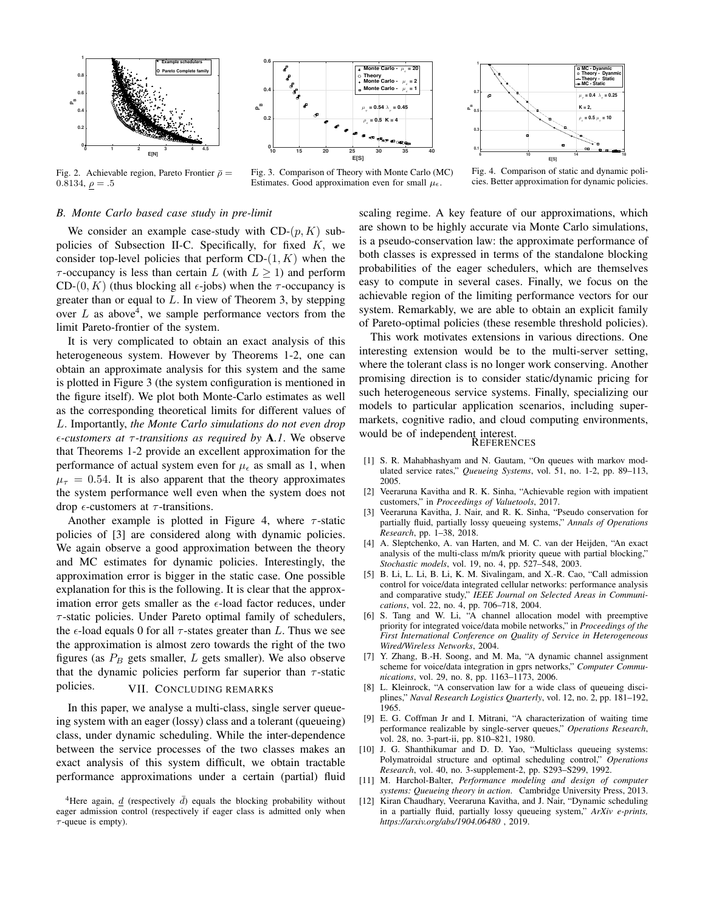Fig. 2. Achievable region, Pareto Frontier $\bar{\rho} = 0.8134$, $\underline{\rho} = .5$

Fig. 3. Comparison of Theory with Monte Carlo (MC) Estimates. Good approximation even for small $\mu_\epsilon$.

Fig. 4. Comparison of static and dynamic policies. Better approximation for dynamic policies.

### B. Monte Carlo based case study in pre-limit

We consider an example case-study with CD-$(p, K)$ sub-policies of Subsection II-C. Specifically, for fixed $K$, we consider top-level policies that perform CD-$(1, K)$ when the $\tau$-occupancy is less than certain $L$ (with $L \geq 1$) and perform CD-$(0, K)$ (thus blocking all $\epsilon$-jobs) when the $\tau$-occupancy is greater than or equal to $L$. In view of Theorem 3, by stepping over $L$ as above[4], we sample performance vectors from the limit Pareto-frontier of the system.

It is very complicated to obtain an exact analysis of this heterogeneous system. However by Theorems 1-2, one can obtain an approximate analysis for this system and the same is plotted in Figure 3 (the system configuration is mentioned in the figure itself). We plot both Monte-Carlo estimates as well as the corresponding theoretical limits for different values of $L$. Importantly, *the Monte Carlo simulations do not even drop $\epsilon$-customers at $\tau$-transitions as required by* **A**.*1*. We observe that Theorems 1-2 provide an excellent approximation for the performance of actual system even for $\mu_\epsilon$ as small as 1, when $\mu_\tau = 0.54$. It is also apparent that the theory approximates the system performance well even when the system does not drop $\epsilon$-customers at $\tau$-transitions.

Another example is plotted in Figure 4, where $\tau$-static policies of [3] are considered along with dynamic policies. We again observe a good approximation between the theory and MC estimates for dynamic policies. Interestingly, the approximation error is bigger in the static case. One possible explanation for this is the following. It is clear that the approximation error gets smaller as the $\epsilon$-load factor reduces, under $\tau$-static policies. Under Pareto optimal family of schedulers, the $\epsilon$-load equals 0 for all $\tau$-states greater than $L$. Thus we see the approximation is almost zero towards the right of the two figures (as $P_B$ gets smaller, $L$ gets smaller). We also observe that the dynamic policies perform far superior than $\tau$-static policies.

## VII. Concluding remarks

In this paper, we analyse a multi-class, single server queueing system with an eager (lossy) class and a tolerant (queueing) class, under dynamic scheduling. While the inter-dependence between the service processes of the two classes makes an exact analysis of this system difficult, we obtain tractable performance approximations under a certain (partial) fluid scaling regime. A key feature of our approximations, which are shown to be highly accurate via Monte Carlo simulations, is a pseudo-conservation law: the approximate performance of both classes is expressed in terms of the standalone blocking probabilities of the eager schedulers, which are themselves easy to compute in several cases. Finally, we focus on the achievable region of the limiting performance vectors for our system. Remarkably, we are able to obtain an explicit family of Pareto-optimal policies (these resemble threshold policies).

This work motivates extensions in various directions. One interesting extension would be to the multi-server setting, where the tolerant class is no longer work conserving. Another promising direction is to consider static/dynamic pricing for such heterogeneous service systems. Finally, specializing our models to particular application scenarios, including supermarkets, cognitive radio, and cloud computing environments, would be of independent interest.

[4]Here again, $\underline{d}$ (respectively $\bar{d}$) equals the blocking probability without eager admission control (respectively if eager class is admitted only when $\tau$-queue is empty).

## References

[1] S. R. Mahabhashyam and N. Gautam, "On queues with markov modulated service rates," *Queueing Systems*, vol. 51, no. 1-2, pp. 89–113, 2005.

[2] Veeraruna Kavitha and R. K. Sinha, "Achievable region with impatient customers," in *Proceedings of Valuetools*, 2017.

[3] Veeraruna Kavitha, J. Nair, and R. K. Sinha, "Pseudo conservation for partially fluid, partially lossy queueing systems," *Annals of Operations Research*, pp. 1–38, 2018.

[4] A. Sleptchenko, A. van Harten, and M. C. van der Heijden, "An exact analysis of the multi-class m/m/k priority queue with partial blocking," *Stochastic models*, vol. 19, no. 4, pp. 527–548, 2003.

[5] B. Li, L. Li, B. Li, K. M. Sivalingam, and X.-R. Cao, "Call admission control for voice/data integrated cellular networks: performance analysis and comparative study," *IEEE Journal on Selected Areas in Communications*, vol. 22, no. 4, pp. 706–718, 2004.

[6] S. Tang and W. Li, "A channel allocation model with preemptive priority for integrated voice/data mobile networks," in *Proceedings of the First International Conference on Quality of Service in Heterogeneous Wired/Wireless Networks*, 2004.

[7] Y. Zhang, B.-H. Soong, and M. Ma, "A dynamic channel assignment scheme for voice/data integration in gprs networks," *Computer Communications*, vol. 29, no. 8, pp. 1163–1173, 2006.

[8] L. Kleinrock, "A conservation law for a wide class of queueing disciplines," *Naval Research Logistics Quarterly*, vol. 12, no. 2, pp. 181–192, 1965.

[9] E. G. Coffman Jr and I. Mitrani, "A characterization of waiting time performance realizable by single-server queues," *Operations Research*, vol. 28, no. 3-part-ii, pp. 810–821, 1980.

[10] J. G. Shanthikumar and D. D. Yao, "Multiclass queueing systems: Polymatroidal structure and optimal scheduling control," *Operations Research*, vol. 40, no. 3-supplement-2, pp. S293–S299, 1992.

[11] M. Harchol-Balter, *Performance modeling and design of computer systems: Queueing theory in action*. Cambridge University Press, 2013.

[12] Kiran Chaudhary, Veeraruna Kavitha, and J. Nair, "Dynamic scheduling in a partially fluid, partially lossy queueing system," *ArXiv e-prints, https://arxiv.org/abs/1904.06480* , 2019.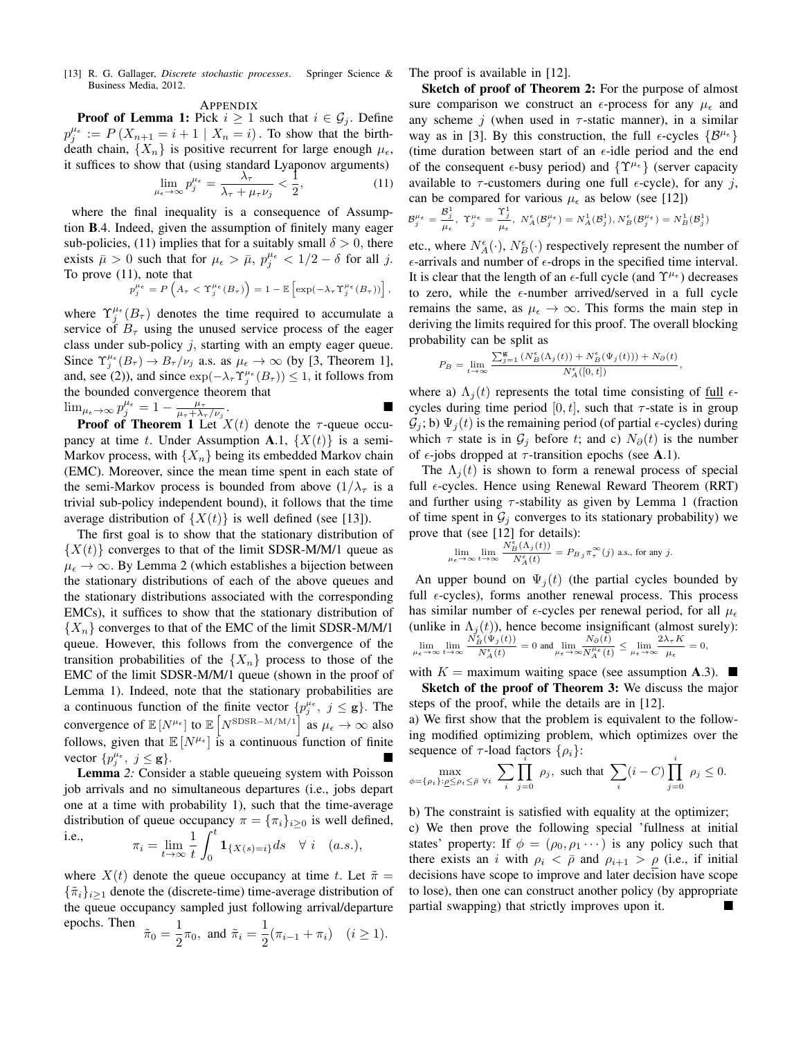[13] R. G. Gallager, *Discrete stochastic processes*. Springer Science & Business Media, 2012.

## Appendix

**Proof of Lemma 1:** Pick $i \geq 1$ such that $i \in \mathcal{G}_j$. Define $p_j^{\mu_\epsilon} := P\left(X_{n+1} = i+1 \mid X_n = i\right)$. To show that the birth-death chain, $\{X_n\}$ is positive recurrent for large enough $\mu_\epsilon$, it suffices to show that (using standard Lyaponov arguments)

$$\lim_{\mu_\epsilon \to \infty} p_j^{\mu_\epsilon} = \frac{\lambda_\tau}{\lambda_\tau + \mu_\tau \nu_j} < \frac{1}{2}, \tag{11}$$

where the final inequality is a consequence of Assumption **B**.4. Indeed, given the assumption of finitely many eager sub-policies, (11) implies that for a suitably small $\delta > 0$, there exists $\bar{\mu} > 0$ such that for $\mu_\epsilon > \bar{\mu}$, $p_j^{\mu_\epsilon} < 1/2 - \delta$ for all $j$. To prove (11), note that

$$p_j^{\mu_\epsilon} = P\left(A_\tau < \Upsilon_j^{\mu_\epsilon}(B_\tau)\right) = 1 - \mathbb{E}\left[\exp(-\lambda_\tau \Upsilon_j^{\mu_\epsilon}(B_\tau))\right],$$

where $\Upsilon_j^{\mu_\epsilon}(B_\tau)$ denotes the time required to accumulate a service of $B_\tau$ using the unused service process of the eager class under sub-policy $j$, starting with an empty eager queue. Since $\Upsilon_j^{\mu_\epsilon}(B_\tau) \to B_\tau/\nu_j$ a.s. as $\mu_\epsilon \to \infty$ (by [3, Theorem 1], and, see (2)), and since $\exp(-\lambda_\tau \Upsilon_j^{\mu_\epsilon}(B_\tau)) \leq 1$, it follows from the bounded convergence theorem that $\lim_{\mu_\epsilon \to \infty} p_j^{\mu_\epsilon} = 1 - \frac{\mu_\tau}{\mu_\tau + \lambda_\tau/\nu_j}$. ∎

**Proof of Theorem 1** Let $X(t)$ denote the $\tau$-queue occupancy at time $t$. Under Assumption **A**.1, $\{X(t)\}$ is a semi-Markov process, with $\{X_n\}$ being its embedded Markov chain (EMC). Moreover, since the mean time spent in each state of the semi-Markov process is bounded from above ($1/\lambda_\tau$ is a trivial sub-policy independent bound), it follows that the time average distribution of $\{X(t)\}$ is well defined (see [13]).

The first goal is to show that the stationary distribution of $\{X(t)\}$ converges to that of the limit SDSR-M/M/1 queue as $\mu_\epsilon \to \infty$. By Lemma 2 (which establishes a bijection between the stationary distributions of each of the above queues and the stationary distributions associated with the corresponding EMCs), it suffices to show that the stationary distribution of $\{X_n\}$ converges to that of the EMC of the limit SDSR-M/M/1 queue. However, this follows from the convergence of the transition probabilities of the $\{X_n\}$ process to those of the EMC of the limit SDSR-M/M/1 queue (shown in the proof of Lemma 1). Indeed, note that the stationary probabilities are a continuous function of the finite vector $\{p_j^{\mu_\epsilon},\ j \leq \mathbf{g}\}$. The convergence of $\mathbb{E}\left[N^{\mu_\epsilon}\right]$ to $\mathbb{E}\left[N^{\text{SDSR-M/M/1}}\right]$ as $\mu_\epsilon \to \infty$ also follows, given that $\mathbb{E}\left[N^{\mu_\epsilon}\right]$ is a continuous function of finite vector $\{p_j^{\mu_\epsilon},\ j \leq \mathbf{g}\}$. ∎

**Lemma** *2:* Consider a stable queueing system with Poisson job arrivals and no simultaneous departures (i.e., jobs depart one at a time with probability 1), such that the time-average distribution of queue occupancy $\pi = \{\pi_i\}_{i \geq 0}$ is well defined, i.e.,

$$\pi_i = \lim_{t \to \infty} \frac{1}{t} \int_0^t \mathbf{1}_{\{X(s)=i\}} ds \quad \forall\ i \quad (a.s.),$$

where $X(t)$ denote the queue occupancy at time $t$. Let $\tilde{\pi} = \{\tilde{\pi}_i\}_{i \geq 1}$ denote the (discrete-time) time-average distribution of the queue occupancy sampled just following arrival/departure epochs. Then

$$\tilde{\pi}_0 = \frac{1}{2}\pi_0, \text{ and } \tilde{\pi}_i = \frac{1}{2}(\pi_{i-1} + \pi_i) \quad (i \geq 1).$$

The proof is available in [12].

**Sketch of proof of Theorem 2:** For the purpose of almost sure comparison we construct an $\epsilon$-process for any $\mu_\epsilon$ and any scheme $j$ (when used in $\tau$-static manner), in a similar way as in [3]. By this construction, the full $\epsilon$-cycles $\{\mathcal{B}^{\mu_\epsilon}\}$ (time duration between start of an $\epsilon$-idle period and the end of the consequent $\epsilon$-busy period) and $\{\Upsilon^{\mu_\epsilon}\}$ (server capacity available to $\tau$-customers during one full $\epsilon$-cycle), for any $j$, can be compared for various $\mu_\epsilon$ as below (see [12])

$$\mathcal{B}_j^{\mu_\epsilon} = \frac{\mathcal{B}_j^1}{\mu_\epsilon},\ \Upsilon_j^{\mu_\epsilon} = \frac{\Upsilon_j^1}{\mu_\epsilon},\ N_A^\epsilon(\mathcal{B}_j^{\mu_\epsilon}) = N_A^1(\mathcal{B}_j^1), N_B^\epsilon(\mathcal{B}_j^{\mu_\epsilon}) = N_B^1(\mathcal{B}_j^1)$$

etc., where $N_A^\epsilon(\cdot)$, $N_B^\epsilon(\cdot)$ respectively represent the number of $\epsilon$-arrivals and number of $\epsilon$-drops in the specified time interval. It is clear that the length of an $\epsilon$-full cycle (and $\Upsilon^{\mu_\epsilon}$) decreases to zero, while the $\epsilon$-number arrived/served in a full cycle remains the same, as $\mu_\epsilon \to \infty$. This forms the main step in deriving the limits required for this proof. The overall blocking probability can be split as

$$P_B = \lim_{t \to \infty} \frac{\sum_{j=1}^{\mathbf{g}} \left(N_B^\epsilon(\Lambda_j(t)) + N_B^\epsilon(\Psi_j(t))\right) + N_\partial(t)}{N_A^\epsilon([0,t])},$$

where a) $\Lambda_j(t)$ represents the total time consisting of <u>full</u> $\epsilon$-cycles during time period $[0,t]$, such that $\tau$-state is in group $\mathcal{G}_j$; b) $\Psi_j(t)$ is the remaining period (of partial $\epsilon$-cycles) during which $\tau$ state is in $\mathcal{G}_j$ before $t$; and c) $N_\partial(t)$ is the number of $\epsilon$-jobs dropped at $\tau$-transition epochs (see **A**.1).

The $\Lambda_j(t)$ is shown to form a renewal process of special full $\epsilon$-cycles. Hence using Renewal Reward Theorem (RRT) and further using $\tau$-stability as given by Lemma 1 (fraction of time spent in $\mathcal{G}_j$ converges to its stationary probability) we prove that (see [12] for details):

$$\lim_{\mu_\epsilon \to \infty} \lim_{t \to \infty} \frac{N_B^\epsilon(\Lambda_j(t))}{N_A^\epsilon(t)} = P_{Bj} \pi_\tau^\infty(j) \text{ a.s., for any } j.$$

An upper bound on $\Psi_j(t)$ (the partial cycles bounded by full $\epsilon$-cycles), forms another renewal process. This process has similar number of $\epsilon$-cycles per renewal period, for all $\mu_\epsilon$ (unlike in $\Lambda_j(t)$), hence become insignificant (almost surely):

$$\lim_{\mu_\epsilon \to \infty} \lim_{t \to \infty} \frac{N_B^\epsilon(\Psi_j(t))}{N_A^\epsilon(t)} = 0 \text{ and } \lim_{\mu_\epsilon \to \infty} \lim_{t \to \infty} \frac{N_\partial(t)}{N_A^{\mu_\epsilon}(t)} \leq \lim_{\mu_\epsilon \to \infty} \frac{2\lambda_\tau K}{\mu_\epsilon} = 0,$$

with $K =$ maximum waiting space (see assumption **A**.3). ∎

**Sketch of the proof of Theorem 3:** We discuss the major steps of the proof, while the details are in [12].

a) We first show that the problem is equivalent to the following modified optimizing problem, which optimizes over the sequence of $\tau$-load factors $\{\rho_i\}$:

$$\max_{\phi = \{\rho_i\}: \underline{\rho} \leq \rho_i \leq \bar{\rho}\ \forall i} \sum_i \prod_{j=0}^{i} \rho_j, \text{ such that } \sum_i (i - C) \prod_{j=0}^{i} \rho_j \leq 0.$$

b) The constraint is satisfied with equality at the optimizer;

c) We then prove the following special 'fullness at initial states' property: If $\phi = (\rho_0, \rho_1 \cdots)$ is any policy such that there exists an $i$ with $\rho_i < \bar{\rho}$ and $\rho_{i+1} > \underline{\rho}$ (i.e., if initial decisions have scope to improve and later decision have scope to lose), then one can construct another policy (by appropriate partial swapping) that strictly improves upon it. ∎